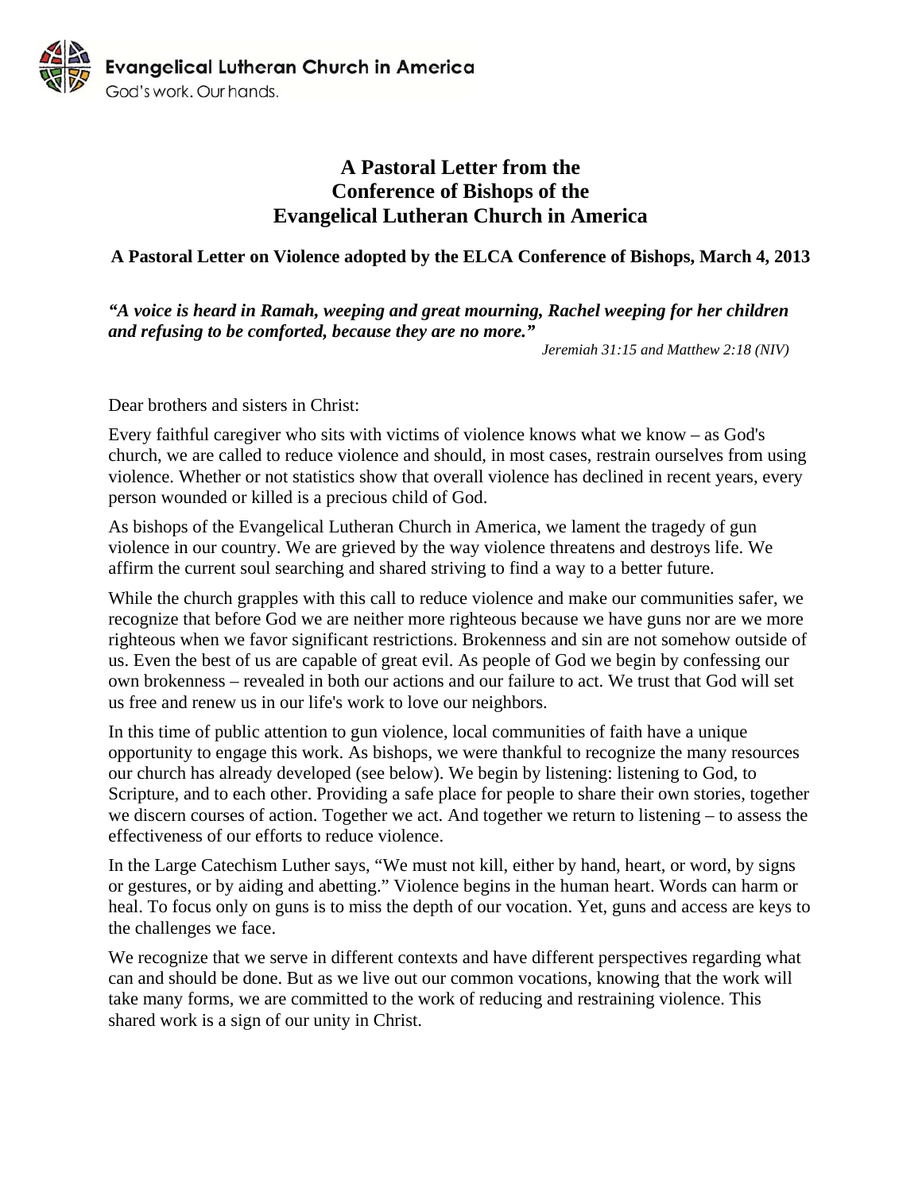Evangelical Lutheran Church in America

God's work. Our hands.

# A Pastoral Letter from the Conference of Bishops of the Evangelical Lutheran Church in America

**A Pastoral Letter on Violence adopted by the ELCA Conference of Bishops, March 4, 2013**

***"A voice is heard in Ramah, weeping and great mourning, Rachel weeping for her children and refusing to be comforted, because they are no more."***

*Jeremiah 31:15 and Matthew 2:18 (NIV)*

Dear brothers and sisters in Christ:

Every faithful caregiver who sits with victims of violence knows what we know – as God's church, we are called to reduce violence and should, in most cases, restrain ourselves from using violence. Whether or not statistics show that overall violence has declined in recent years, every person wounded or killed is a precious child of God.

As bishops of the Evangelical Lutheran Church in America, we lament the tragedy of gun violence in our country. We are grieved by the way violence threatens and destroys life. We affirm the current soul searching and shared striving to find a way to a better future.

While the church grapples with this call to reduce violence and make our communities safer, we recognize that before God we are neither more righteous because we have guns nor are we more righteous when we favor significant restrictions. Brokenness and sin are not somehow outside of us. Even the best of us are capable of great evil. As people of God we begin by confessing our own brokenness – revealed in both our actions and our failure to act. We trust that God will set us free and renew us in our life's work to love our neighbors.

In this time of public attention to gun violence, local communities of faith have a unique opportunity to engage this work. As bishops, we were thankful to recognize the many resources our church has already developed (see below). We begin by listening: listening to God, to Scripture, and to each other. Providing a safe place for people to share their own stories, together we discern courses of action. Together we act. And together we return to listening – to assess the effectiveness of our efforts to reduce violence.

In the Large Catechism Luther says, "We must not kill, either by hand, heart, or word, by signs or gestures, or by aiding and abetting." Violence begins in the human heart. Words can harm or heal. To focus only on guns is to miss the depth of our vocation. Yet, guns and access are keys to the challenges we face.

We recognize that we serve in different contexts and have different perspectives regarding what can and should be done. But as we live out our common vocations, knowing that the work will take many forms, we are committed to the work of reducing and restraining violence. This shared work is a sign of our unity in Christ.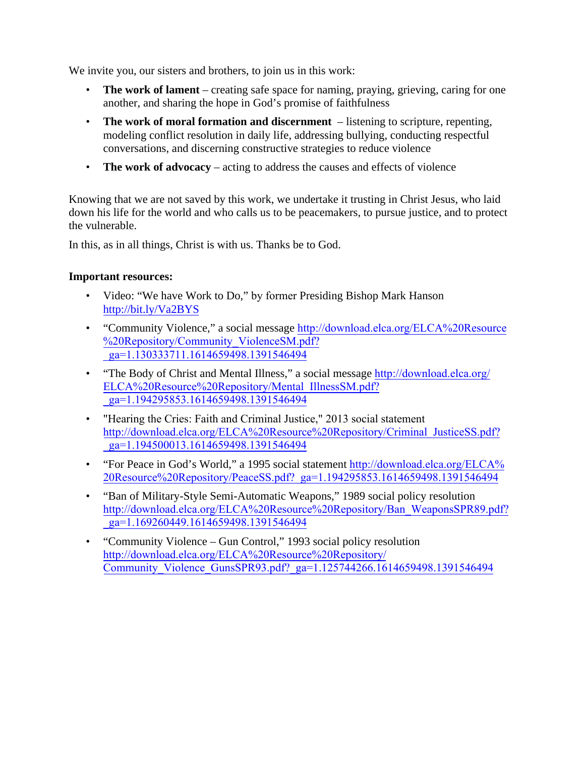We invite you, our sisters and brothers, to join us in this work:

- **The work of lament** – creating safe space for naming, praying, grieving, caring for one another, and sharing the hope in God's promise of faithfulness
- **The work of moral formation and discernment** – listening to scripture, repenting, modeling conflict resolution in daily life, addressing bullying, conducting respectful conversations, and discerning constructive strategies to reduce violence
- **The work of advocacy** – acting to address the causes and effects of violence

Knowing that we are not saved by this work, we undertake it trusting in Christ Jesus, who laid down his life for the world and who calls us to be peacemakers, to pursue justice, and to protect the vulnerable.

In this, as in all things, Christ is with us. Thanks be to God.

**Important resources:**

- Video: "We have Work to Do," by former Presiding Bishop Mark Hanson http://bit.ly/Va2BYS
- "Community Violence," a social message http://download.elca.org/ELCA%20Resource%20Repository/Community_ViolenceSM.pdf?_ga=1.130333711.1614659498.1391546494
- "The Body of Christ and Mental Illness," a social message http://download.elca.org/ELCA%20Resource%20Repository/Mental_IllnessSM.pdf?_ga=1.194295853.1614659498.1391546494
- "Hearing the Cries: Faith and Criminal Justice," 2013 social statement http://download.elca.org/ELCA%20Resource%20Repository/Criminal_JusticeSS.pdf?_ga=1.194500013.1614659498.1391546494
- "For Peace in God's World," a 1995 social statement http://download.elca.org/ELCA%20Resource%20Repository/PeaceSS.pdf?_ga=1.194295853.1614659498.1391546494
- "Ban of Military-Style Semi-Automatic Weapons," 1989 social policy resolution http://download.elca.org/ELCA%20Resource%20Repository/Ban_WeaponsSPR89.pdf?_ga=1.169260449.1614659498.1391546494
- "Community Violence – Gun Control," 1993 social policy resolution http://download.elca.org/ELCA%20Resource%20Repository/Community_Violence_GunsSPR93.pdf?_ga=1.125744266.1614659498.1391546494